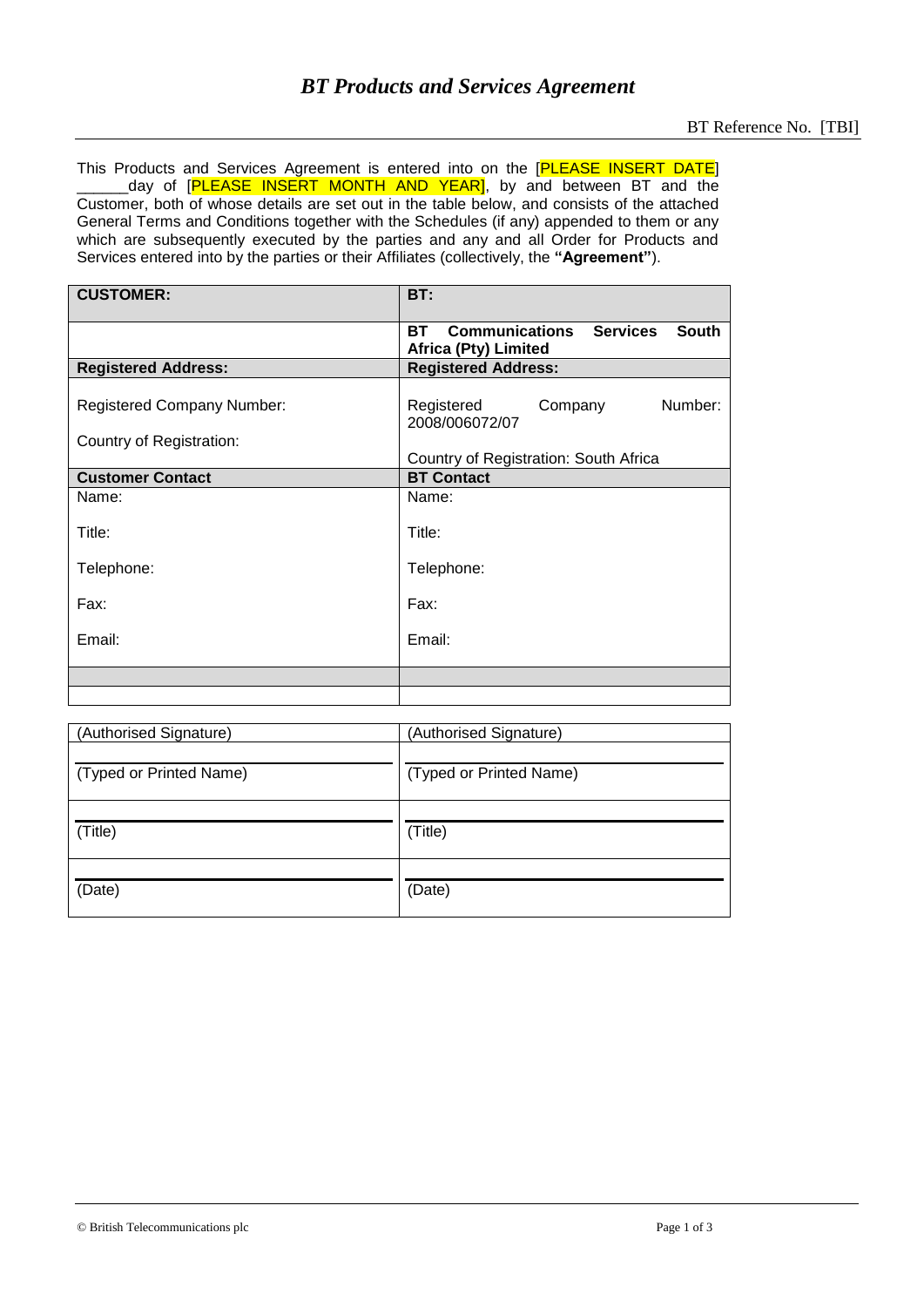# *BT Products and Services Agreement*

BT Reference No. [TBI]

This Products and Services Agreement is entered into on the [PLEASE INSERT DATE] ______day of [PLEASE INSERT MONTH AND YEAR], by and between BT and the Customer, both of whose details are set out in the table below, and consists of the attached General Terms and Conditions together with the Schedules (if any) appended to them or any which are subsequently executed by the parties and any and all Order for Products and Services entered into by the parties or their Affiliates (collectively, the **"Agreement"**).

| **CUSTOMER:** | **BT:** |
|---|---|
| | **BT Communications Services South Africa (Pty) Limited** |
| **Registered Address:** | **Registered Address:** |
| Registered Company Number:<br><br>Country of Registration: | Registered Company Number: 2008/006072/07<br><br>Country of Registration: South Africa |
| **Customer Contact** | **BT Contact** |
| Name:<br><br>Title:<br><br>Telephone:<br><br>Fax:<br><br>Email: | Name:<br><br>Title:<br><br>Telephone:<br><br>Fax:<br><br>Email: |
| | |
| | |

| (Authorised Signature) | (Authorised Signature) |
|---|---|
| (Typed or Printed Name) | (Typed or Printed Name) |
| (Title) | (Title) |
| (Date) | (Date) |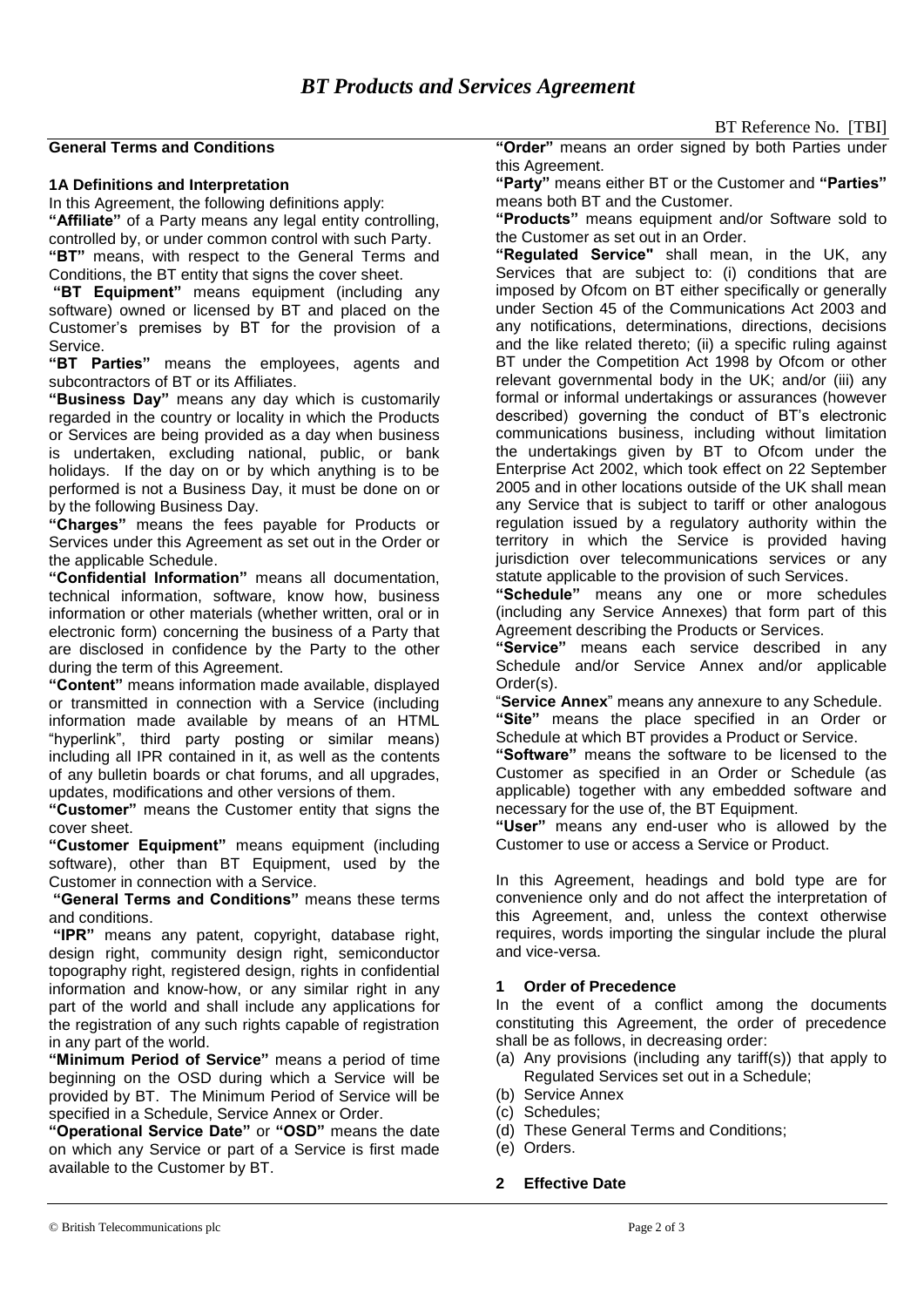# *BT Products and Services Agreement*

BT Reference No. [TBI]

## General Terms and Conditions

### 1A Definitions and Interpretation

In this Agreement, the following definitions apply:

**"Affiliate"** of a Party means any legal entity controlling, controlled by, or under common control with such Party.

**"BT"** means, with respect to the General Terms and Conditions, the BT entity that signs the cover sheet.

**"BT Equipment"** means equipment (including any software) owned or licensed by BT and placed on the Customer's premises by BT for the provision of a Service.

**"BT Parties"** means the employees, agents and subcontractors of BT or its Affiliates.

**"Business Day"** means any day which is customarily regarded in the country or locality in which the Products or Services are being provided as a day when business is undertaken, excluding national, public, or bank holidays. If the day on or by which anything is to be performed is not a Business Day, it must be done on or by the following Business Day.

**"Charges"** means the fees payable for Products or Services under this Agreement as set out in the Order or the applicable Schedule.

**"Confidential Information"** means all documentation, technical information, software, know how, business information or other materials (whether written, oral or in electronic form) concerning the business of a Party that are disclosed in confidence by the Party to the other during the term of this Agreement.

**"Content"** means information made available, displayed or transmitted in connection with a Service (including information made available by means of an HTML "hyperlink", third party posting or similar means) including all IPR contained in it, as well as the contents of any bulletin boards or chat forums, and all upgrades, updates, modifications and other versions of them.

**"Customer"** means the Customer entity that signs the cover sheet.

**"Customer Equipment"** means equipment (including software), other than BT Equipment, used by the Customer in connection with a Service.

**"General Terms and Conditions"** means these terms and conditions.

**"IPR"** means any patent, copyright, database right, design right, community design right, semiconductor topography right, registered design, rights in confidential information and know-how, or any similar right in any part of the world and shall include any applications for the registration of any such rights capable of registration in any part of the world.

**"Minimum Period of Service"** means a period of time beginning on the OSD during which a Service will be provided by BT. The Minimum Period of Service will be specified in a Schedule, Service Annex or Order.

**"Operational Service Date"** or **"OSD"** means the date on which any Service or part of a Service is first made available to the Customer by BT.

**"Order"** means an order signed by both Parties under this Agreement.

**"Party"** means either BT or the Customer and **"Parties"** means both BT and the Customer.

**"Products"** means equipment and/or Software sold to the Customer as set out in an Order.

**"Regulated Service"** shall mean, in the UK, any Services that are subject to: (i) conditions that are imposed by Ofcom on BT either specifically or generally under Section 45 of the Communications Act 2003 and any notifications, determinations, directions, decisions and the like related thereto; (ii) a specific ruling against BT under the Competition Act 1998 by Ofcom or other relevant governmental body in the UK; and/or (iii) any formal or informal undertakings or assurances (however described) governing the conduct of BT's electronic communications business, including without limitation the undertakings given by BT to Ofcom under the Enterprise Act 2002, which took effect on 22 September 2005 and in other locations outside of the UK shall mean any Service that is subject to tariff or other analogous regulation issued by a regulatory authority within the territory in which the Service is provided having jurisdiction over telecommunications services or any statute applicable to the provision of such Services.

**"Schedule"** means any one or more schedules (including any Service Annexes) that form part of this Agreement describing the Products or Services.

**"Service"** means each service described in any Schedule and/or Service Annex and/or applicable Order(s).

"**Service Annex**" means any annexure to any Schedule.

**"Site"** means the place specified in an Order or Schedule at which BT provides a Product or Service.

**"Software"** means the software to be licensed to the Customer as specified in an Order or Schedule (as applicable) together with any embedded software and necessary for the use of, the BT Equipment.

**"User"** means any end-user who is allowed by the Customer to use or access a Service or Product.

In this Agreement, headings and bold type are for convenience only and do not affect the interpretation of this Agreement, and, unless the context otherwise requires, words importing the singular include the plural and vice-versa.

### 1 Order of Precedence

In the event of a conflict among the documents constituting this Agreement, the order of precedence shall be as follows, in decreasing order:

(a) Any provisions (including any tariff(s)) that apply to Regulated Services set out in a Schedule;
(b) Service Annex
(c) Schedules;
(d) These General Terms and Conditions;
(e) Orders.

### 2 Effective Date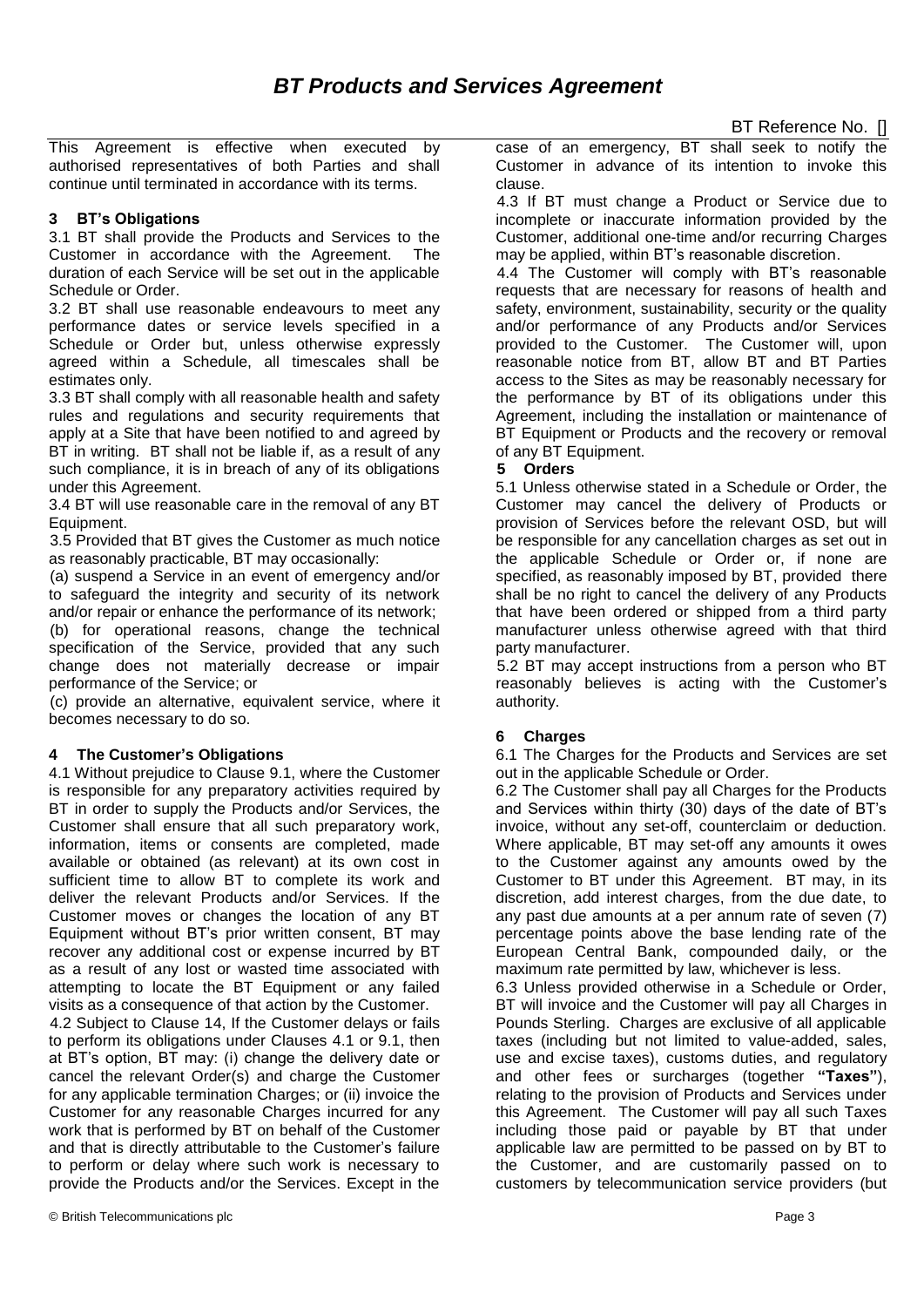# *BT Products and Services Agreement*

BT Reference No. []

This Agreement is effective when executed by authorised representatives of both Parties and shall continue until terminated in accordance with its terms.

### 3 BT's Obligations

3.1 BT shall provide the Products and Services to the Customer in accordance with the Agreement. The duration of each Service will be set out in the applicable Schedule or Order.

3.2 BT shall use reasonable endeavours to meet any performance dates or service levels specified in a Schedule or Order but, unless otherwise expressly agreed within a Schedule, all timescales shall be estimates only.

3.3 BT shall comply with all reasonable health and safety rules and regulations and security requirements that apply at a Site that have been notified to and agreed by BT in writing. BT shall not be liable if, as a result of any such compliance, it is in breach of any of its obligations under this Agreement.

3.4 BT will use reasonable care in the removal of any BT Equipment.

3.5 Provided that BT gives the Customer as much notice as reasonably practicable, BT may occasionally:

(a) suspend a Service in an event of emergency and/or to safeguard the integrity and security of its network and/or repair or enhance the performance of its network;

(b) for operational reasons, change the technical specification of the Service, provided that any such change does not materially decrease or impair performance of the Service; or

(c) provide an alternative, equivalent service, where it becomes necessary to do so.

### 4 The Customer's Obligations

4.1 Without prejudice to Clause 9.1, where the Customer is responsible for any preparatory activities required by BT in order to supply the Products and/or Services, the Customer shall ensure that all such preparatory work, information, items or consents are completed, made available or obtained (as relevant) at its own cost in sufficient time to allow BT to complete its work and deliver the relevant Products and/or Services. If the Customer moves or changes the location of any BT Equipment without BT's prior written consent, BT may recover any additional cost or expense incurred by BT as a result of any lost or wasted time associated with attempting to locate the BT Equipment or any failed visits as a consequence of that action by the Customer.

4.2 Subject to Clause 14, If the Customer delays or fails to perform its obligations under Clauses 4.1 or 9.1, then at BT's option, BT may: (i) change the delivery date or cancel the relevant Order(s) and charge the Customer for any applicable termination Charges; or (ii) invoice the Customer for any reasonable Charges incurred for any work that is performed by BT on behalf of the Customer and that is directly attributable to the Customer's failure to perform or delay where such work is necessary to provide the Products and/or the Services. Except in the case of an emergency, BT shall seek to notify the Customer in advance of its intention to invoke this clause.

4.3 If BT must change a Product or Service due to incomplete or inaccurate information provided by the Customer, additional one-time and/or recurring Charges may be applied, within BT's reasonable discretion.

4.4 The Customer will comply with BT's reasonable requests that are necessary for reasons of health and safety, environment, sustainability, security or the quality and/or performance of any Products and/or Services provided to the Customer. The Customer will, upon reasonable notice from BT, allow BT and BT Parties access to the Sites as may be reasonably necessary for the performance by BT of its obligations under this Agreement, including the installation or maintenance of BT Equipment or Products and the recovery or removal of any BT Equipment.

### 5 Orders

5.1 Unless otherwise stated in a Schedule or Order, the Customer may cancel the delivery of Products or provision of Services before the relevant OSD, but will be responsible for any cancellation charges as set out in the applicable Schedule or Order or, if none are specified, as reasonably imposed by BT, provided there shall be no right to cancel the delivery of any Products that have been ordered or shipped from a third party manufacturer unless otherwise agreed with that third party manufacturer.

5.2 BT may accept instructions from a person who BT reasonably believes is acting with the Customer's authority.

### 6 Charges

6.1 The Charges for the Products and Services are set out in the applicable Schedule or Order.

6.2 The Customer shall pay all Charges for the Products and Services within thirty (30) days of the date of BT's invoice, without any set-off, counterclaim or deduction. Where applicable, BT may set-off any amounts it owes to the Customer against any amounts owed by the Customer to BT under this Agreement. BT may, in its discretion, add interest charges, from the due date, to any past due amounts at a per annum rate of seven (7) percentage points above the base lending rate of the European Central Bank, compounded daily, or the maximum rate permitted by law, whichever is less.

6.3 Unless provided otherwise in a Schedule or Order, BT will invoice and the Customer will pay all Charges in Pounds Sterling. Charges are exclusive of all applicable taxes (including but not limited to value-added, sales, use and excise taxes), customs duties, and regulatory and other fees or surcharges (together **"Taxes"**), relating to the provision of Products and Services under this Agreement. The Customer will pay all such Taxes including those paid or payable by BT that under applicable law are permitted to be passed on by BT to the Customer, and are customarily passed on to customers by telecommunication service providers (but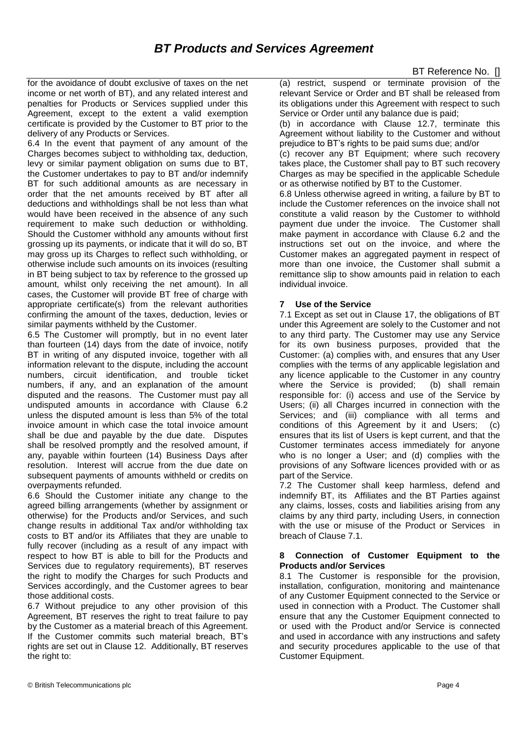for the avoidance of doubt exclusive of taxes on the net income or net worth of BT), and any related interest and penalties for Products or Services supplied under this Agreement, except to the extent a valid exemption certificate is provided by the Customer to BT prior to the delivery of any Products or Services.

6.4 In the event that payment of any amount of the Charges becomes subject to withholding tax, deduction, levy or similar payment obligation on sums due to BT, the Customer undertakes to pay to BT and/or indemnify BT for such additional amounts as are necessary in order that the net amounts received by BT after all deductions and withholdings shall be not less than what would have been received in the absence of any such requirement to make such deduction or withholding. Should the Customer withhold any amounts without first grossing up its payments, or indicate that it will do so, BT may gross up its Charges to reflect such withholding, or otherwise include such amounts on its invoices (resulting in BT being subject to tax by reference to the grossed up amount, whilst only receiving the net amount). In all cases, the Customer will provide BT free of charge with appropriate certificate(s) from the relevant authorities confirming the amount of the taxes, deduction, levies or similar payments withheld by the Customer.

6.5 The Customer will promptly, but in no event later than fourteen (14) days from the date of invoice, notify BT in writing of any disputed invoice, together with all information relevant to the dispute, including the account numbers, circuit identification, and trouble ticket numbers, if any, and an explanation of the amount disputed and the reasons. The Customer must pay all undisputed amounts in accordance with Clause 6.2 unless the disputed amount is less than 5% of the total invoice amount in which case the total invoice amount shall be due and payable by the due date. Disputes shall be resolved promptly and the resolved amount, if any, payable within fourteen (14) Business Days after resolution. Interest will accrue from the due date on subsequent payments of amounts withheld or credits on overpayments refunded.

6.6 Should the Customer initiate any change to the agreed billing arrangements (whether by assignment or otherwise) for the Products and/or Services, and such change results in additional Tax and/or withholding tax costs to BT and/or its Affiliates that they are unable to fully recover (including as a result of any impact with respect to how BT is able to bill for the Products and Services due to regulatory requirements), BT reserves the right to modify the Charges for such Products and Services accordingly, and the Customer agrees to bear those additional costs.

6.7 Without prejudice to any other provision of this Agreement, BT reserves the right to treat failure to pay by the Customer as a material breach of this Agreement. If the Customer commits such material breach, BT's rights are set out in Clause 12. Additionally, BT reserves the right to:

(a) restrict, suspend or terminate provision of the relevant Service or Order and BT shall be released from its obligations under this Agreement with respect to such Service or Order until any balance due is paid;

(b) in accordance with Clause 12.7, terminate this Agreement without liability to the Customer and without prejudice to BT's rights to be paid sums due; and/or

(c) recover any BT Equipment; where such recovery takes place, the Customer shall pay to BT such recovery Charges as may be specified in the applicable Schedule or as otherwise notified by BT to the Customer.

6.8 Unless otherwise agreed in writing, a failure by BT to include the Customer references on the invoice shall not constitute a valid reason by the Customer to withhold payment due under the invoice. The Customer shall make payment in accordance with Clause 6.2 and the instructions set out on the invoice, and where the Customer makes an aggregated payment in respect of more than one invoice, the Customer shall submit a remittance slip to show amounts paid in relation to each individual invoice.

## 7 Use of the Service

7.1 Except as set out in Clause 17, the obligations of BT under this Agreement are solely to the Customer and not to any third party. The Customer may use any Service for its own business purposes, provided that the Customer: (a) complies with, and ensures that any User complies with the terms of any applicable legislation and any licence applicable to the Customer in any country where the Service is provided; (b) shall remain responsible for: (i) access and use of the Service by Users; (ii) all Charges incurred in connection with the Services; and (iii) compliance with all terms and conditions of this Agreement by it and Users; (c) ensures that its list of Users is kept current, and that the Customer terminates access immediately for anyone who is no longer a User; and (d) complies with the provisions of any Software licences provided with or as part of the Service.

7.2 The Customer shall keep harmless, defend and indemnify BT, its Affiliates and the BT Parties against any claims, losses, costs and liabilities arising from any claims by any third party, including Users, in connection with the use or misuse of the Product or Services in breach of Clause 7.1.

## 8 Connection of Customer Equipment to the Products and/or Services

8.1 The Customer is responsible for the provision, installation, configuration, monitoring and maintenance of any Customer Equipment connected to the Service or used in connection with a Product. The Customer shall ensure that any the Customer Equipment connected to or used with the Product and/or Service is connected and used in accordance with any instructions and safety and security procedures applicable to the use of that Customer Equipment.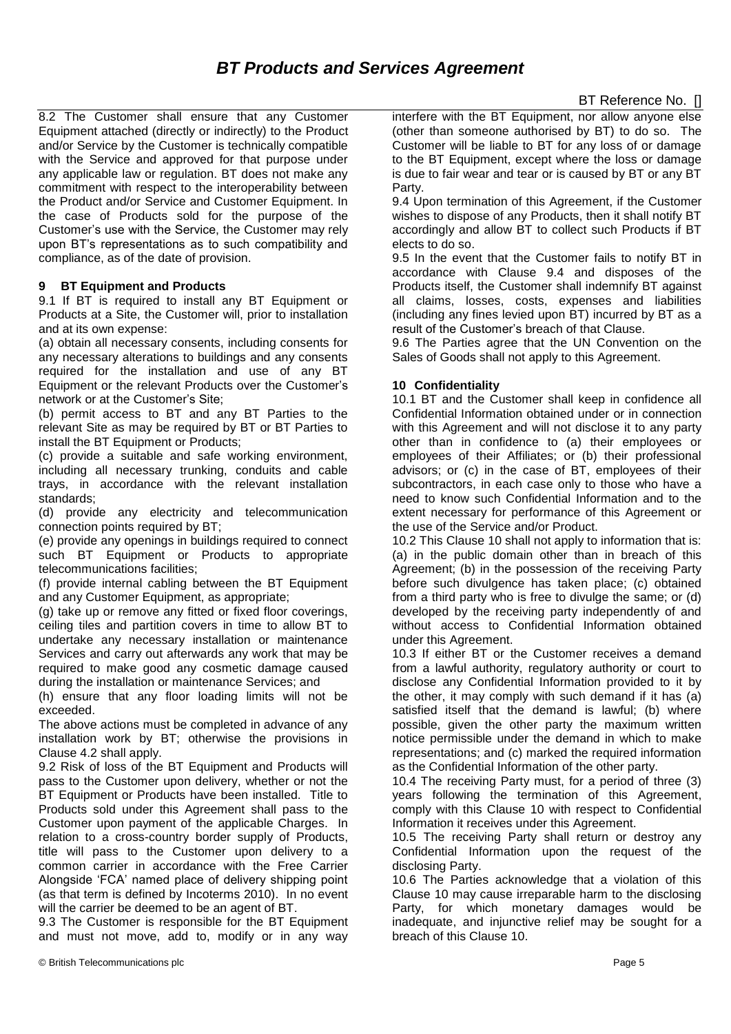8.2 The Customer shall ensure that any Customer Equipment attached (directly or indirectly) to the Product and/or Service by the Customer is technically compatible with the Service and approved for that purpose under any applicable law or regulation. BT does not make any commitment with respect to the interoperability between the Product and/or Service and Customer Equipment. In the case of Products sold for the purpose of the Customer's use with the Service, the Customer may rely upon BT's representations as to such compatibility and compliance, as of the date of provision.

## 9 BT Equipment and Products

9.1 If BT is required to install any BT Equipment or Products at a Site, the Customer will, prior to installation and at its own expense:

(a) obtain all necessary consents, including consents for any necessary alterations to buildings and any consents required for the installation and use of any BT Equipment or the relevant Products over the Customer's network or at the Customer's Site;

(b) permit access to BT and any BT Parties to the relevant Site as may be required by BT or BT Parties to install the BT Equipment or Products;

(c) provide a suitable and safe working environment, including all necessary trunking, conduits and cable trays, in accordance with the relevant installation standards;

(d) provide any electricity and telecommunication connection points required by BT;

(e) provide any openings in buildings required to connect such BT Equipment or Products to appropriate telecommunications facilities;

(f) provide internal cabling between the BT Equipment and any Customer Equipment, as appropriate;

(g) take up or remove any fitted or fixed floor coverings, ceiling tiles and partition covers in time to allow BT to undertake any necessary installation or maintenance Services and carry out afterwards any work that may be required to make good any cosmetic damage caused during the installation or maintenance Services; and

(h) ensure that any floor loading limits will not be exceeded.

The above actions must be completed in advance of any installation work by BT; otherwise the provisions in Clause 4.2 shall apply.

9.2 Risk of loss of the BT Equipment and Products will pass to the Customer upon delivery, whether or not the BT Equipment or Products have been installed. Title to Products sold under this Agreement shall pass to the Customer upon payment of the applicable Charges. In relation to a cross-country border supply of Products, title will pass to the Customer upon delivery to a common carrier in accordance with the Free Carrier Alongside 'FCA' named place of delivery shipping point (as that term is defined by Incoterms 2010). In no event will the carrier be deemed to be an agent of BT.

9.3 The Customer is responsible for the BT Equipment and must not move, add to, modify or in any way interfere with the BT Equipment, nor allow anyone else (other than someone authorised by BT) to do so. The Customer will be liable to BT for any loss of or damage to the BT Equipment, except where the loss or damage is due to fair wear and tear or is caused by BT or any BT Party.

9.4 Upon termination of this Agreement, if the Customer wishes to dispose of any Products, then it shall notify BT accordingly and allow BT to collect such Products if BT elects to do so.

9.5 In the event that the Customer fails to notify BT in accordance with Clause 9.4 and disposes of the Products itself, the Customer shall indemnify BT against all claims, losses, costs, expenses and liabilities (including any fines levied upon BT) incurred by BT as a result of the Customer's breach of that Clause.

9.6 The Parties agree that the UN Convention on the Sales of Goods shall not apply to this Agreement.

## 10 Confidentiality

10.1 BT and the Customer shall keep in confidence all Confidential Information obtained under or in connection with this Agreement and will not disclose it to any party other than in confidence to (a) their employees or employees of their Affiliates; or (b) their professional advisors; or (c) in the case of BT, employees of their subcontractors, in each case only to those who have a need to know such Confidential Information and to the extent necessary for performance of this Agreement or the use of the Service and/or Product.

10.2 This Clause 10 shall not apply to information that is: (a) in the public domain other than in breach of this Agreement; (b) in the possession of the receiving Party before such divulgence has taken place; (c) obtained from a third party who is free to divulge the same; or (d) developed by the receiving party independently of and without access to Confidential Information obtained under this Agreement.

10.3 If either BT or the Customer receives a demand from a lawful authority, regulatory authority or court to disclose any Confidential Information provided to it by the other, it may comply with such demand if it has (a) satisfied itself that the demand is lawful; (b) where possible, given the other party the maximum written notice permissible under the demand in which to make representations; and (c) marked the required information as the Confidential Information of the other party.

10.4 The receiving Party must, for a period of three (3) years following the termination of this Agreement, comply with this Clause 10 with respect to Confidential Information it receives under this Agreement.

10.5 The receiving Party shall return or destroy any Confidential Information upon the request of the disclosing Party.

10.6 The Parties acknowledge that a violation of this Clause 10 may cause irreparable harm to the disclosing Party, for which monetary damages would be inadequate, and injunctive relief may be sought for a breach of this Clause 10.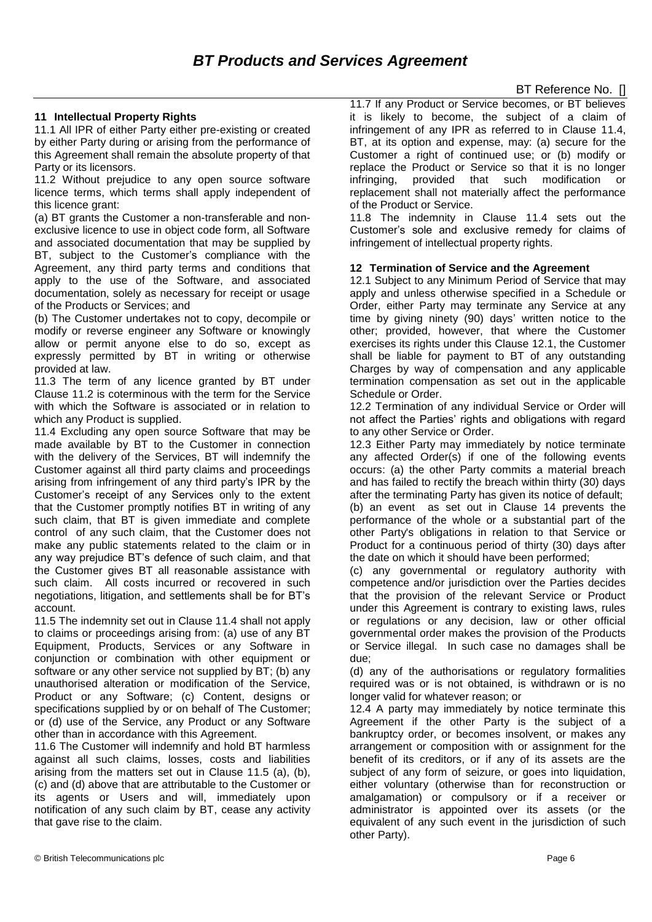## 11 Intellectual Property Rights

11.1 All IPR of either Party either pre-existing or created by either Party during or arising from the performance of this Agreement shall remain the absolute property of that Party or its licensors.

11.2 Without prejudice to any open source software licence terms, which terms shall apply independent of this licence grant:

(a) BT grants the Customer a non-transferable and non-exclusive licence to use in object code form, all Software and associated documentation that may be supplied by BT, subject to the Customer's compliance with the Agreement, any third party terms and conditions that apply to the use of the Software, and associated documentation, solely as necessary for receipt or usage of the Products or Services; and

(b) The Customer undertakes not to copy, decompile or modify or reverse engineer any Software or knowingly allow or permit anyone else to do so, except as expressly permitted by BT in writing or otherwise provided at law.

11.3 The term of any licence granted by BT under Clause 11.2 is coterminous with the term for the Service with which the Software is associated or in relation to which any Product is supplied.

11.4 Excluding any open source Software that may be made available by BT to the Customer in connection with the delivery of the Services, BT will indemnify the Customer against all third party claims and proceedings arising from infringement of any third party's IPR by the Customer's receipt of any Services only to the extent that the Customer promptly notifies BT in writing of any such claim, that BT is given immediate and complete control of any such claim, that the Customer does not make any public statements related to the claim or in any way prejudice BT's defence of such claim, and that the Customer gives BT all reasonable assistance with such claim. All costs incurred or recovered in such negotiations, litigation, and settlements shall be for BT's account.

11.5 The indemnity set out in Clause 11.4 shall not apply to claims or proceedings arising from: (a) use of any BT Equipment, Products, Services or any Software in conjunction or combination with other equipment or software or any other service not supplied by BT; (b) any unauthorised alteration or modification of the Service, Product or any Software; (c) Content, designs or specifications supplied by or on behalf of The Customer; or (d) use of the Service, any Product or any Software other than in accordance with this Agreement.

11.6 The Customer will indemnify and hold BT harmless against all such claims, losses, costs and liabilities arising from the matters set out in Clause 11.5 (a), (b), (c) and (d) above that are attributable to the Customer or its agents or Users and will, immediately upon notification of any such claim by BT, cease any activity that gave rise to the claim.

11.7 If any Product or Service becomes, or BT believes it is likely to become, the subject of a claim of infringement of any IPR as referred to in Clause 11.4, BT, at its option and expense, may: (a) secure for the Customer a right of continued use; or (b) modify or replace the Product or Service so that it is no longer infringing, provided that such modification or replacement shall not materially affect the performance of the Product or Service.

11.8 The indemnity in Clause 11.4 sets out the Customer's sole and exclusive remedy for claims of infringement of intellectual property rights.

## 12 Termination of Service and the Agreement

12.1 Subject to any Minimum Period of Service that may apply and unless otherwise specified in a Schedule or Order, either Party may terminate any Service at any time by giving ninety (90) days' written notice to the other; provided, however, that where the Customer exercises its rights under this Clause 12.1, the Customer shall be liable for payment to BT of any outstanding Charges by way of compensation and any applicable termination compensation as set out in the applicable Schedule or Order.

12.2 Termination of any individual Service or Order will not affect the Parties' rights and obligations with regard to any other Service or Order.

12.3 Either Party may immediately by notice terminate any affected Order(s) if one of the following events occurs: (a) the other Party commits a material breach and has failed to rectify the breach within thirty (30) days after the terminating Party has given its notice of default;

(b) an event as set out in Clause 14 prevents the performance of the whole or a substantial part of the other Party's obligations in relation to that Service or Product for a continuous period of thirty (30) days after the date on which it should have been performed;

(c) any governmental or regulatory authority with competence and/or jurisdiction over the Parties decides that the provision of the relevant Service or Product under this Agreement is contrary to existing laws, rules or regulations or any decision, law or other official governmental order makes the provision of the Products or Service illegal. In such case no damages shall be due;

(d) any of the authorisations or regulatory formalities required was or is not obtained, is withdrawn or is no longer valid for whatever reason; or

12.4 A party may immediately by notice terminate this Agreement if the other Party is the subject of a bankruptcy order, or becomes insolvent, or makes any arrangement or composition with or assignment for the benefit of its creditors, or if any of its assets are the subject of any form of seizure, or goes into liquidation, either voluntary (otherwise than for reconstruction or amalgamation) or compulsory or if a receiver or administrator is appointed over its assets (or the equivalent of any such event in the jurisdiction of such other Party).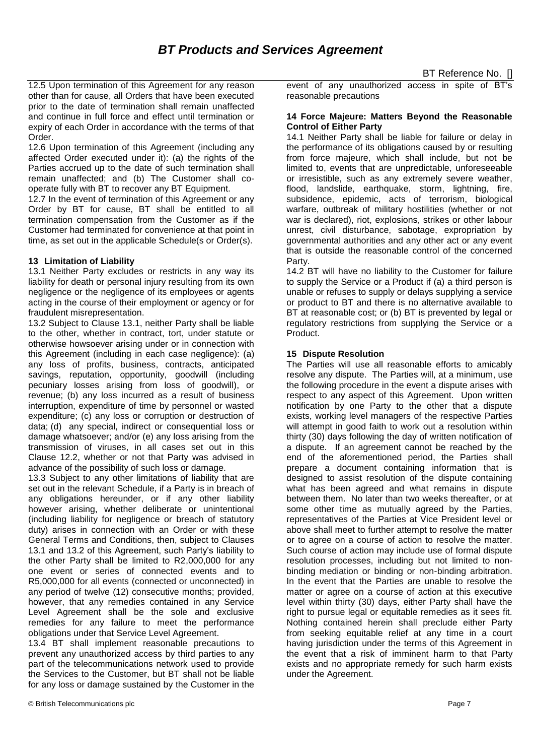12.5 Upon termination of this Agreement for any reason other than for cause, all Orders that have been executed prior to the date of termination shall remain unaffected and continue in full force and effect until termination or expiry of each Order in accordance with the terms of that Order.

12.6 Upon termination of this Agreement (including any affected Order executed under it): (a) the rights of the Parties accrued up to the date of such termination shall remain unaffected; and (b) The Customer shall co-operate fully with BT to recover any BT Equipment.

12.7 In the event of termination of this Agreement or any Order by BT for cause, BT shall be entitled to all termination compensation from the Customer as if the Customer had terminated for convenience at that point in time, as set out in the applicable Schedule(s or Order(s).

### 13 Limitation of Liability

13.1 Neither Party excludes or restricts in any way its liability for death or personal injury resulting from its own negligence or the negligence of its employees or agents acting in the course of their employment or agency or for fraudulent misrepresentation.

13.2 Subject to Clause 13.1, neither Party shall be liable to the other, whether in contract, tort, under statute or otherwise howsoever arising under or in connection with this Agreement (including in each case negligence): (a) any loss of profits, business, contracts, anticipated savings, reputation, opportunity, goodwill (including pecuniary losses arising from loss of goodwill), or revenue; (b) any loss incurred as a result of business interruption, expenditure of time by personnel or wasted expenditure; (c) any loss or corruption or destruction of data; (d) any special, indirect or consequential loss or damage whatsoever; and/or (e) any loss arising from the transmission of viruses, in all cases set out in this Clause 12.2, whether or not that Party was advised in advance of the possibility of such loss or damage.

13.3 Subject to any other limitations of liability that are set out in the relevant Schedule, if a Party is in breach of any obligations hereunder, or if any other liability however arising, whether deliberate or unintentional (including liability for negligence or breach of statutory duty) arises in connection with an Order or with these General Terms and Conditions, then, subject to Clauses 13.1 and 13.2 of this Agreement, such Party's liability to the other Party shall be limited to R2,000,000 for any one event or series of connected events and to R5,000,000 for all events (connected or unconnected) in any period of twelve (12) consecutive months; provided, however, that any remedies contained in any Service Level Agreement shall be the sole and exclusive remedies for any failure to meet the performance obligations under that Service Level Agreement.

13.4 BT shall implement reasonable precautions to prevent any unauthorized access by third parties to any part of the telecommunications network used to provide the Services to the Customer, but BT shall not be liable for any loss or damage sustained by the Customer in the event of any unauthorized access in spite of BT's reasonable precautions

### 14 Force Majeure: Matters Beyond the Reasonable Control of Either Party

14.1 Neither Party shall be liable for failure or delay in the performance of its obligations caused by or resulting from force majeure, which shall include, but not be limited to, events that are unpredictable, unforeseeable or irresistible, such as any extremely severe weather, flood, landslide, earthquake, storm, lightning, fire, subsidence, epidemic, acts of terrorism, biological warfare, outbreak of military hostilities (whether or not war is declared), riot, explosions, strikes or other labour unrest, civil disturbance, sabotage, expropriation by governmental authorities and any other act or any event that is outside the reasonable control of the concerned Party.

14.2 BT will have no liability to the Customer for failure to supply the Service or a Product if (a) a third person is unable or refuses to supply or delays supplying a service or product to BT and there is no alternative available to BT at reasonable cost; or (b) BT is prevented by legal or regulatory restrictions from supplying the Service or a Product.

### 15 Dispute Resolution

The Parties will use all reasonable efforts to amicably resolve any dispute. The Parties will, at a minimum, use the following procedure in the event a dispute arises with respect to any aspect of this Agreement. Upon written notification by one Party to the other that a dispute exists, working level managers of the respective Parties will attempt in good faith to work out a resolution within thirty (30) days following the day of written notification of a dispute. If an agreement cannot be reached by the end of the aforementioned period, the Parties shall prepare a document containing information that is designed to assist resolution of the dispute containing what has been agreed and what remains in dispute between them. No later than two weeks thereafter, or at some other time as mutually agreed by the Parties, representatives of the Parties at Vice President level or above shall meet to further attempt to resolve the matter or to agree on a course of action to resolve the matter. Such course of action may include use of formal dispute resolution processes, including but not limited to non-binding mediation or binding or non-binding arbitration. In the event that the Parties are unable to resolve the matter or agree on a course of action at this executive level within thirty (30) days, either Party shall have the right to pursue legal or equitable remedies as it sees fit. Nothing contained herein shall preclude either Party from seeking equitable relief at any time in a court having jurisdiction under the terms of this Agreement in the event that a risk of imminent harm to that Party exists and no appropriate remedy for such harm exists under the Agreement.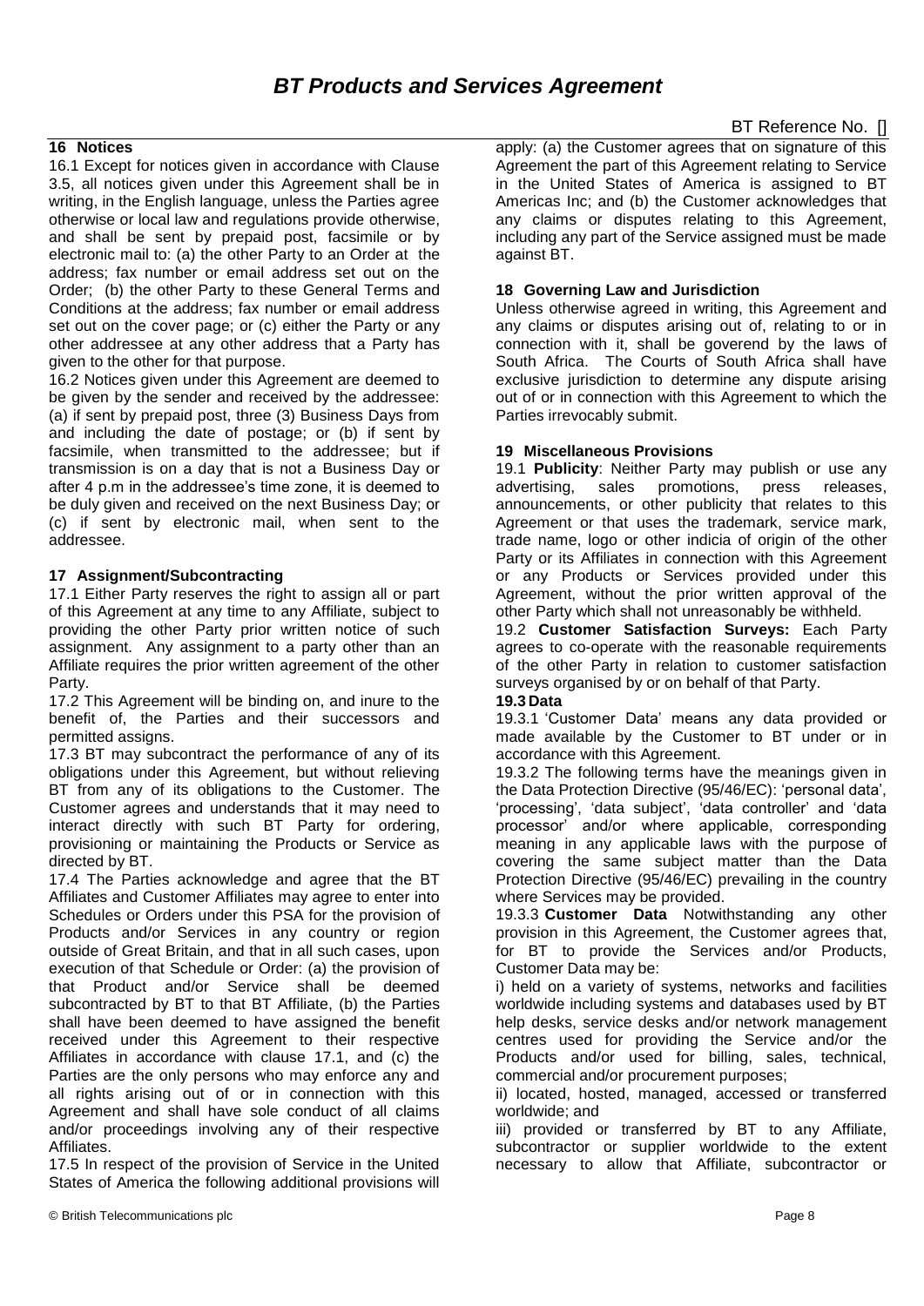## 16 Notices

16.1 Except for notices given in accordance with Clause 3.5, all notices given under this Agreement shall be in writing, in the English language, unless the Parties agree otherwise or local law and regulations provide otherwise, and shall be sent by prepaid post, facsimile or by electronic mail to: (a) the other Party to an Order at the address; fax number or email address set out on the Order; (b) the other Party to these General Terms and Conditions at the address; fax number or email address set out on the cover page; or (c) either the Party or any other addressee at any other address that a Party has given to the other for that purpose.

16.2 Notices given under this Agreement are deemed to be given by the sender and received by the addressee: (a) if sent by prepaid post, three (3) Business Days from and including the date of postage; or (b) if sent by facsimile, when transmitted to the addressee; but if transmission is on a day that is not a Business Day or after 4 p.m in the addressee's time zone, it is deemed to be duly given and received on the next Business Day; or (c) if sent by electronic mail, when sent to the addressee.

## 17 Assignment/Subcontracting

17.1 Either Party reserves the right to assign all or part of this Agreement at any time to any Affiliate, subject to providing the other Party prior written notice of such assignment. Any assignment to a party other than an Affiliate requires the prior written agreement of the other Party.

17.2 This Agreement will be binding on, and inure to the benefit of, the Parties and their successors and permitted assigns.

17.3 BT may subcontract the performance of any of its obligations under this Agreement, but without relieving BT from any of its obligations to the Customer. The Customer agrees and understands that it may need to interact directly with such BT Party for ordering, provisioning or maintaining the Products or Service as directed by BT.

17.4 The Parties acknowledge and agree that the BT Affiliates and Customer Affiliates may agree to enter into Schedules or Orders under this PSA for the provision of Products and/or Services in any country or region outside of Great Britain, and that in all such cases, upon execution of that Schedule or Order: (a) the provision of that Product and/or Service shall be deemed subcontracted by BT to that BT Affiliate, (b) the Parties shall have been deemed to have assigned the benefit received under this Agreement to their respective Affiliates in accordance with clause 17.1, and (c) the Parties are the only persons who may enforce any and all rights arising out of or in connection with this Agreement and shall have sole conduct of all claims and/or proceedings involving any of their respective Affiliates.

17.5 In respect of the provision of Service in the United States of America the following additional provisions will apply: (a) the Customer agrees that on signature of this Agreement the part of this Agreement relating to Service in the United States of America is assigned to BT Americas Inc; and (b) the Customer acknowledges that any claims or disputes relating to this Agreement, including any part of the Service assigned must be made against BT.

## 18 Governing Law and Jurisdiction

Unless otherwise agreed in writing, this Agreement and any claims or disputes arising out of, relating to or in connection with it, shall be goverend by the laws of South Africa. The Courts of South Africa shall have exclusive jurisdiction to determine any dispute arising out of or in connection with this Agreement to which the Parties irrevocably submit.

## 19 Miscellaneous Provisions

19.1 **Publicity**: Neither Party may publish or use any advertising, sales promotions, press releases, announcements, or other publicity that relates to this Agreement or that uses the trademark, service mark, trade name, logo or other indicia of origin of the other Party or its Affiliates in connection with this Agreement or any Products or Services provided under this Agreement, without the prior written approval of the other Party which shall not unreasonably be withheld.

19.2 **Customer Satisfaction Surveys:** Each Party agrees to co-operate with the reasonable requirements of the other Party in relation to customer satisfaction surveys organised by or on behalf of that Party.

**19.3 Data**

19.3.1 'Customer Data' means any data provided or made available by the Customer to BT under or in accordance with this Agreement.

19.3.2 The following terms have the meanings given in the Data Protection Directive (95/46/EC): 'personal data', 'processing', 'data subject', 'data controller' and 'data processor' and/or where applicable, corresponding meaning in any applicable laws with the purpose of covering the same subject matter than the Data Protection Directive (95/46/EC) prevailing in the country where Services may be provided.

19.3.3 **Customer Data** Notwithstanding any other provision in this Agreement, the Customer agrees that, for BT to provide the Services and/or Products, Customer Data may be:

i) held on a variety of systems, networks and facilities worldwide including systems and databases used by BT help desks, service desks and/or network management centres used for providing the Service and/or the Products and/or used for billing, sales, technical, commercial and/or procurement purposes;

ii) located, hosted, managed, accessed or transferred worldwide; and

iii) provided or transferred by BT to any Affiliate, subcontractor or supplier worldwide to the extent necessary to allow that Affiliate, subcontractor or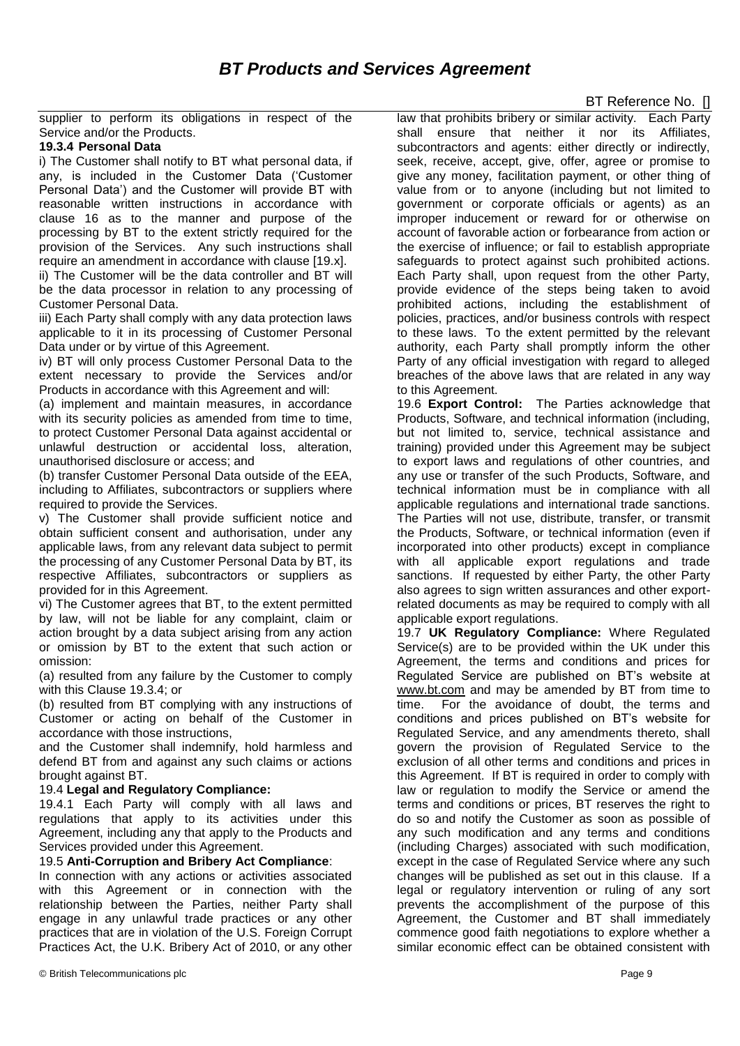supplier to perform its obligations in respect of the Service and/or the Products.

**19.3.4 Personal Data**

i) The Customer shall notify to BT what personal data, if any, is included in the Customer Data ('Customer Personal Data') and the Customer will provide BT with reasonable written instructions in accordance with clause 16 as to the manner and purpose of the processing by BT to the extent strictly required for the provision of the Services. Any such instructions shall require an amendment in accordance with clause [19.x].

ii) The Customer will be the data controller and BT will be the data processor in relation to any processing of Customer Personal Data.

iii) Each Party shall comply with any data protection laws applicable to it in its processing of Customer Personal Data under or by virtue of this Agreement.

iv) BT will only process Customer Personal Data to the extent necessary to provide the Services and/or Products in accordance with this Agreement and will:

(a) implement and maintain measures, in accordance with its security policies as amended from time to time, to protect Customer Personal Data against accidental or unlawful destruction or accidental loss, alteration, unauthorised disclosure or access; and

(b) transfer Customer Personal Data outside of the EEA, including to Affiliates, subcontractors or suppliers where required to provide the Services.

v) The Customer shall provide sufficient notice and obtain sufficient consent and authorisation, under any applicable laws, from any relevant data subject to permit the processing of any Customer Personal Data by BT, its respective Affiliates, subcontractors or suppliers as provided for in this Agreement.

vi) The Customer agrees that BT, to the extent permitted by law, will not be liable for any complaint, claim or action brought by a data subject arising from any action or omission by BT to the extent that such action or omission:

(a) resulted from any failure by the Customer to comply with this Clause 19.3.4; or

(b) resulted from BT complying with any instructions of Customer or acting on behalf of the Customer in accordance with those instructions,

and the Customer shall indemnify, hold harmless and defend BT from and against any such claims or actions brought against BT.

19.4 **Legal and Regulatory Compliance:**

19.4.1 Each Party will comply with all laws and regulations that apply to its activities under this Agreement, including any that apply to the Products and Services provided under this Agreement.

19.5 **Anti-Corruption and Bribery Act Compliance**:

In connection with any actions or activities associated with this Agreement or in connection with the relationship between the Parties, neither Party shall engage in any unlawful trade practices or any other practices that are in violation of the U.S. Foreign Corrupt Practices Act, the U.K. Bribery Act of 2010, or any other law that prohibits bribery or similar activity. Each Party shall ensure that neither it nor its Affiliates, subcontractors and agents: either directly or indirectly, seek, receive, accept, give, offer, agree or promise to give any money, facilitation payment, or other thing of value from or to anyone (including but not limited to government or corporate officials or agents) as an improper inducement or reward for or otherwise on account of favorable action or forbearance from action or the exercise of influence; or fail to establish appropriate safeguards to protect against such prohibited actions. Each Party shall, upon request from the other Party, provide evidence of the steps being taken to avoid prohibited actions, including the establishment of policies, practices, and/or business controls with respect to these laws. To the extent permitted by the relevant authority, each Party shall promptly inform the other Party of any official investigation with regard to alleged breaches of the above laws that are related in any way to this Agreement.

19.6 **Export Control:** The Parties acknowledge that Products, Software, and technical information (including, but not limited to, service, technical assistance and training) provided under this Agreement may be subject to export laws and regulations of other countries, and any use or transfer of the such Products, Software, and technical information must be in compliance with all applicable regulations and international trade sanctions. The Parties will not use, distribute, transfer, or transmit the Products, Software, or technical information (even if incorporated into other products) except in compliance with all applicable export regulations and trade sanctions. If requested by either Party, the other Party also agrees to sign written assurances and other export-related documents as may be required to comply with all applicable export regulations.

19.7 **UK Regulatory Compliance:** Where Regulated Service(s) are to be provided within the UK under this Agreement, the terms and conditions and prices for Regulated Service are published on BT's website at www.bt.com and may be amended by BT from time to time. For the avoidance of doubt, the terms and conditions and prices published on BT's website for Regulated Service, and any amendments thereto, shall govern the provision of Regulated Service to the exclusion of all other terms and conditions and prices in this Agreement. If BT is required in order to comply with law or regulation to modify the Service or amend the terms and conditions or prices, BT reserves the right to do so and notify the Customer as soon as possible of any such modification and any terms and conditions (including Charges) associated with such modification, except in the case of Regulated Service where any such changes will be published as set out in this clause. If a legal or regulatory intervention or ruling of any sort prevents the accomplishment of the purpose of this Agreement, the Customer and BT shall immediately commence good faith negotiations to explore whether a similar economic effect can be obtained consistent with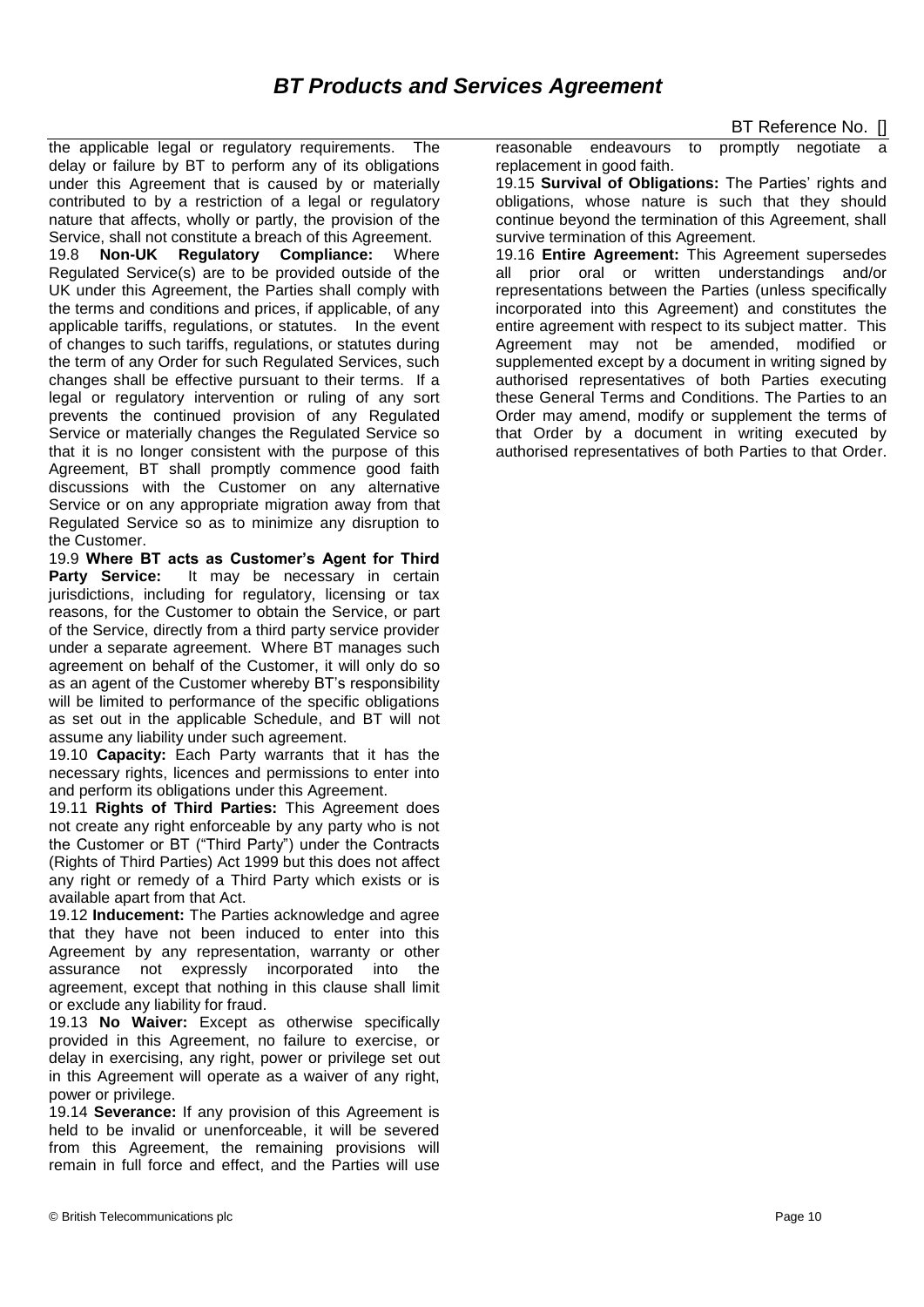the applicable legal or regulatory requirements. The delay or failure by BT to perform any of its obligations under this Agreement that is caused by or materially contributed to by a restriction of a legal or regulatory nature that affects, wholly or partly, the provision of the Service, shall not constitute a breach of this Agreement.

19.8 **Non-UK Regulatory Compliance:** Where Regulated Service(s) are to be provided outside of the UK under this Agreement, the Parties shall comply with the terms and conditions and prices, if applicable, of any applicable tariffs, regulations, or statutes. In the event of changes to such tariffs, regulations, or statutes during the term of any Order for such Regulated Services, such changes shall be effective pursuant to their terms. If a legal or regulatory intervention or ruling of any sort prevents the continued provision of any Regulated Service or materially changes the Regulated Service so that it is no longer consistent with the purpose of this Agreement, BT shall promptly commence good faith discussions with the Customer on any alternative Service or on any appropriate migration away from that Regulated Service so as to minimize any disruption to the Customer.

19.9 **Where BT acts as Customer's Agent for Third Party Service:** It may be necessary in certain jurisdictions, including for regulatory, licensing or tax reasons, for the Customer to obtain the Service, or part of the Service, directly from a third party service provider under a separate agreement. Where BT manages such agreement on behalf of the Customer, it will only do so as an agent of the Customer whereby BT's responsibility will be limited to performance of the specific obligations as set out in the applicable Schedule, and BT will not assume any liability under such agreement.

19.10 **Capacity:** Each Party warrants that it has the necessary rights, licences and permissions to enter into and perform its obligations under this Agreement.

19.11 **Rights of Third Parties:** This Agreement does not create any right enforceable by any party who is not the Customer or BT ("Third Party") under the Contracts (Rights of Third Parties) Act 1999 but this does not affect any right or remedy of a Third Party which exists or is available apart from that Act.

19.12 **Inducement:** The Parties acknowledge and agree that they have not been induced to enter into this Agreement by any representation, warranty or other assurance not expressly incorporated into the agreement, except that nothing in this clause shall limit or exclude any liability for fraud.

19.13 **No Waiver:** Except as otherwise specifically provided in this Agreement, no failure to exercise, or delay in exercising, any right, power or privilege set out in this Agreement will operate as a waiver of any right, power or privilege.

19.14 **Severance:** If any provision of this Agreement is held to be invalid or unenforceable, it will be severed from this Agreement, the remaining provisions will remain in full force and effect, and the Parties will use reasonable endeavours to promptly negotiate a replacement in good faith.

19.15 **Survival of Obligations:** The Parties' rights and obligations, whose nature is such that they should continue beyond the termination of this Agreement, shall survive termination of this Agreement.

19.16 **Entire Agreement:** This Agreement supersedes all prior oral or written understandings and/or representations between the Parties (unless specifically incorporated into this Agreement) and constitutes the entire agreement with respect to its subject matter. This Agreement may not be amended, modified or supplemented except by a document in writing signed by authorised representatives of both Parties executing these General Terms and Conditions. The Parties to an Order may amend, modify or supplement the terms of that Order by a document in writing executed by authorised representatives of both Parties to that Order.